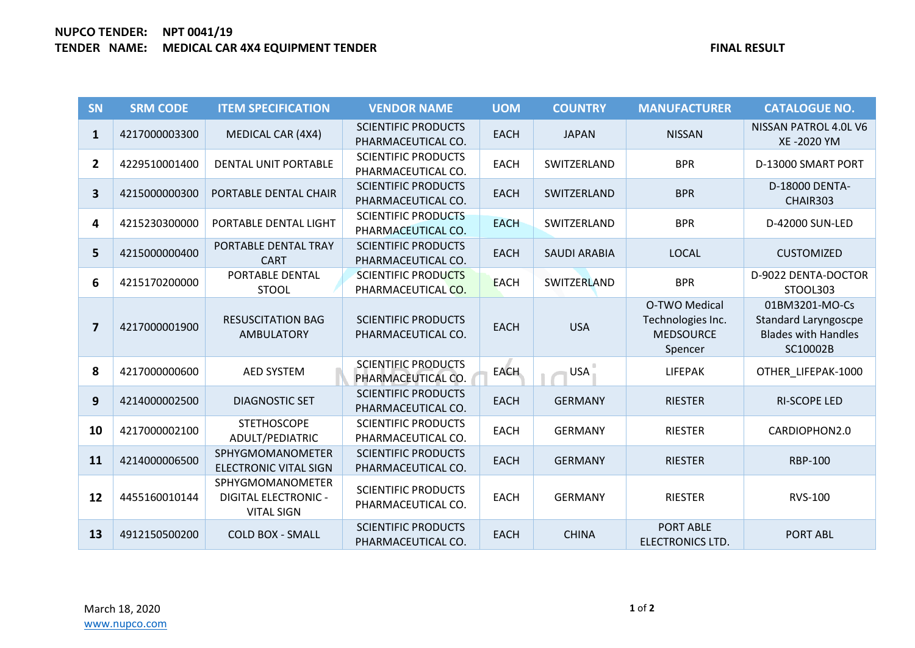**NUPCO TENDER:** **NPT 0041/19**
**TENDER NAME:** **MEDICAL CAR 4X4 EQUIPMENT TENDER**

**FINAL RESULT**

| SN | SRM CODE | ITEM SPECIFICATION | VENDOR NAME | UOM | COUNTRY | MANUFACTURER | CATALOGUE NO. |
|---|---|---|---|---|---|---|---|
| **1** | 4217000003300 | MEDICAL CAR (4X4) | SCIENTIFIC PRODUCTS PHARMACEUTICAL CO. | EACH | JAPAN | NISSAN | NISSAN PATROL 4.0L V6 XE -2020 YM |
| **2** | 4229510001400 | DENTAL UNIT PORTABLE | SCIENTIFIC PRODUCTS PHARMACEUTICAL CO. | EACH | SWITZERLAND | BPR | D-13000 SMART PORT |
| **3** | 4215000000300 | PORTABLE DENTAL CHAIR | SCIENTIFIC PRODUCTS PHARMACEUTICAL CO. | EACH | SWITZERLAND | BPR | D-18000 DENTA-CHAIR303 |
| **4** | 4215230300000 | PORTABLE DENTAL LIGHT | SCIENTIFIC PRODUCTS PHARMACEUTICAL CO. | EACH | SWITZERLAND | BPR | D-42000 SUN-LED |
| **5** | 4215000000400 | PORTABLE DENTAL TRAY CART | SCIENTIFIC PRODUCTS PHARMACEUTICAL CO. | EACH | SAUDI ARABIA | LOCAL | CUSTOMIZED |
| **6** | 4215170200000 | PORTABLE DENTAL STOOL | SCIENTIFIC PRODUCTS PHARMACEUTICAL CO. | EACH | SWITZERLAND | BPR | D-9022 DENTA-DOCTOR STOOL303 |
| **7** | 4217000001900 | RESUSCITATION BAG AMBULATORY | SCIENTIFIC PRODUCTS PHARMACEUTICAL CO. | EACH | USA | O-TWO Medical Technologies Inc. MEDSOURCE Spencer | 01BM3201-MO-Cs Standard Laryngoscpe Blades with Handles SC10002B |
| **8** | 4217000000600 | AED SYSTEM | SCIENTIFIC PRODUCTS PHARMACEUTICAL CO. | EACH | USA | LIFEPAK | OTHER_LIFEPAK-1000 |
| **9** | 4214000002500 | DIAGNOSTIC SET | SCIENTIFIC PRODUCTS PHARMACEUTICAL CO. | EACH | GERMANY | RIESTER | RI-SCOPE LED |
| **10** | 4217000002100 | STETHOSCOPE ADULT/PEDIATRIC | SCIENTIFIC PRODUCTS PHARMACEUTICAL CO. | EACH | GERMANY | RIESTER | CARDIOPHON2.0 |
| **11** | 4214000006500 | SPHYGMOMANOMETER ELECTRONIC VITAL SIGN | SCIENTIFIC PRODUCTS PHARMACEUTICAL CO. | EACH | GERMANY | RIESTER | RBP-100 |
| **12** | 4455160010144 | SPHYGMOMANOMETER DIGITAL ELECTRONIC - VITAL SIGN | SCIENTIFIC PRODUCTS PHARMACEUTICAL CO. | EACH | GERMANY | RIESTER | RVS-100 |
| **13** | 4912150500200 | COLD BOX - SMALL | SCIENTIFIC PRODUCTS PHARMACEUTICAL CO. | EACH | CHINA | PORT ABLE ELECTRONICS LTD. | PORT ABL |

March 18, 2020
www.nupco.com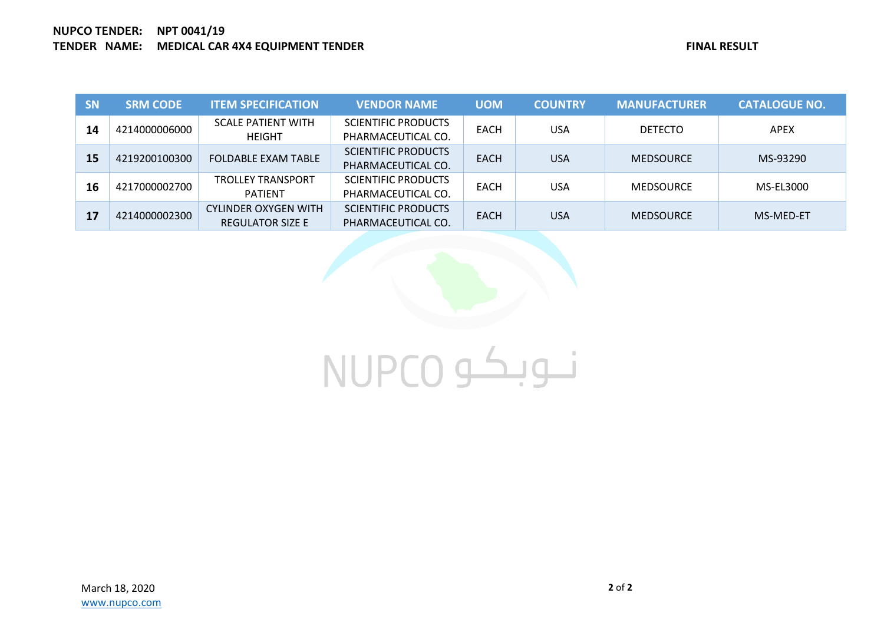**NUPCO TENDER:** **NPT 0041/19**
**TENDER NAME:** **MEDICAL CAR 4X4 EQUIPMENT TENDER** **FINAL RESULT**

| SN | SRM CODE | ITEM SPECIFICATION | VENDOR NAME | UOM | COUNTRY | MANUFACTURER | CATALOGUE NO. |
|---|---|---|---|---|---|---|---|
| **14** | 4214000006000 | SCALE PATIENT WITH HEIGHT | SCIENTIFIC PRODUCTS PHARMACEUTICAL CO. | EACH | USA | DETECTO | APEX |
| **15** | 4219200100300 | FOLDABLE EXAM TABLE | SCIENTIFIC PRODUCTS PHARMACEUTICAL CO. | EACH | USA | MEDSOURCE | MS-93290 |
| **16** | 4217000002700 | TROLLEY TRANSPORT PATIENT | SCIENTIFIC PRODUCTS PHARMACEUTICAL CO. | EACH | USA | MEDSOURCE | MS-EL3000 |
| **17** | 4214000002300 | CYLINDER OXYGEN WITH REGULATOR SIZE E | SCIENTIFIC PRODUCTS PHARMACEUTICAL CO. | EACH | USA | MEDSOURCE | MS-MED-ET |

March 18, 2020
www.nupco.com